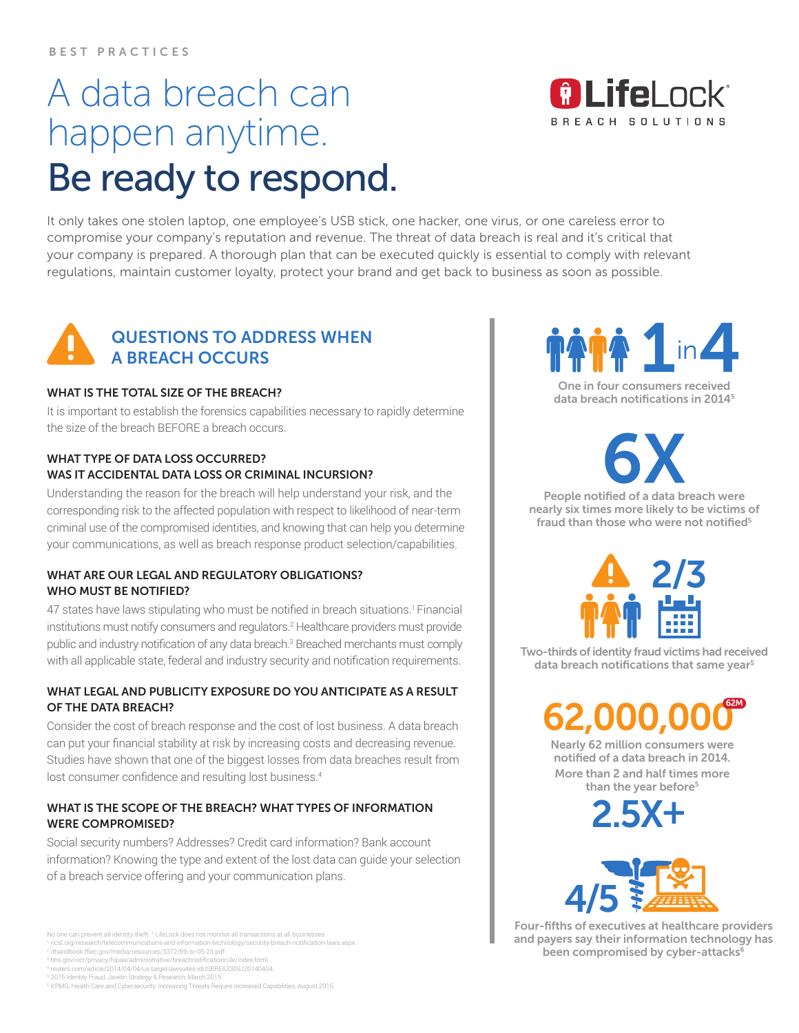BEST PRACTICES

# A data breach can happen anytime.

# Be ready to respond.

LifeLock BREACH SOLUTIONS

It only takes one stolen laptop, one employee's USB stick, one hacker, one virus, or one careless error to compromise your company's reputation and revenue. The threat of data breach is real and it's critical that your company is prepared. A thorough plan that can be executed quickly is essential to comply with relevant regulations, maintain customer loyalty, protect your brand and get back to business as soon as possible.

## QUESTIONS TO ADDRESS WHEN A BREACH OCCURS

### WHAT IS THE TOTAL SIZE OF THE BREACH?

It is important to establish the forensics capabilities necessary to rapidly determine the size of the breach BEFORE a breach occurs.

### WHAT TYPE OF DATA LOSS OCCURRED? WAS IT ACCIDENTAL DATA LOSS OR CRIMINAL INCURSION?

Understanding the reason for the breach will help understand your risk, and the corresponding risk to the affected population with respect to likelihood of near-term criminal use of the compromised identities, and knowing that can help you determine your communications, as well as breach response product selection/capabilities.

### WHAT ARE OUR LEGAL AND REGULATORY OBLIGATIONS? WHO MUST BE NOTIFIED?

47 states have laws stipulating who must be notified in breach situations.[1] Financial institutions must notify consumers and regulators.[2] Healthcare providers must provide public and industry notification of any data breach.[3] Breached merchants must comply with all applicable state, federal and industry security and notification requirements.

### WHAT LEGAL AND PUBLICITY EXPOSURE DO YOU ANTICIPATE AS A RESULT OF THE DATA BREACH?

Consider the cost of breach response and the cost of lost business. A data breach can put your financial stability at risk by increasing costs and decreasing revenue. Studies have shown that one of the biggest losses from data breaches result from lost consumer confidence and resulting lost business.[4]

### WHAT IS THE SCOPE OF THE BREACH? WHAT TYPES OF INFORMATION WERE COMPROMISED?

Social security numbers? Addresses? Credit card information? Bank account information? Knowing the type and extent of the lost data can guide your selection of a breach service offering and your communication plans.

**1 in 4**

One in four consumers received data breach notifications in 2014[5]

**6X**

People notified of a data breach were nearly six times more likely to be victims of fraud than those who were not notified[5]

**2/3**

Two-thirds of identity fraud victims had received data breach notifications that same year[5]

**62,000,000** 62M

Nearly 62 million consumers were notified of a data breach in 2014. More than 2 and half times more than the year before[5]

**2.5X+**

**4/5**

Four-fifths of executives at healthcare providers and payers say their information technology has been compromised by cyber-attacks[6]

No one can prevent all identity theft. † LifeLock does not monitor all transactions at all businesses.
[1] ncsl.org/research/telecommunications-and-information-technology/security-breach-notification-laws.aspx.
[2] ithandbook.ffiec.gov/media/resources/3372/frb-sr-05-23.pdf.
[3] hhs.gov/ocr/privacy/hipaa/administrative/breachnotificationrule/index.html.
[4] reuters.com/article/2014/04/04/us-target-lawsuites-idUSBREA3309J20140404.
[5] 2015 Identity Fraud, Javelin Strategy & Research, March 2015.
[6] KPMG, Health Care and Cybersecurity: Increasing Threats Require Increased Capabilities, August 2015.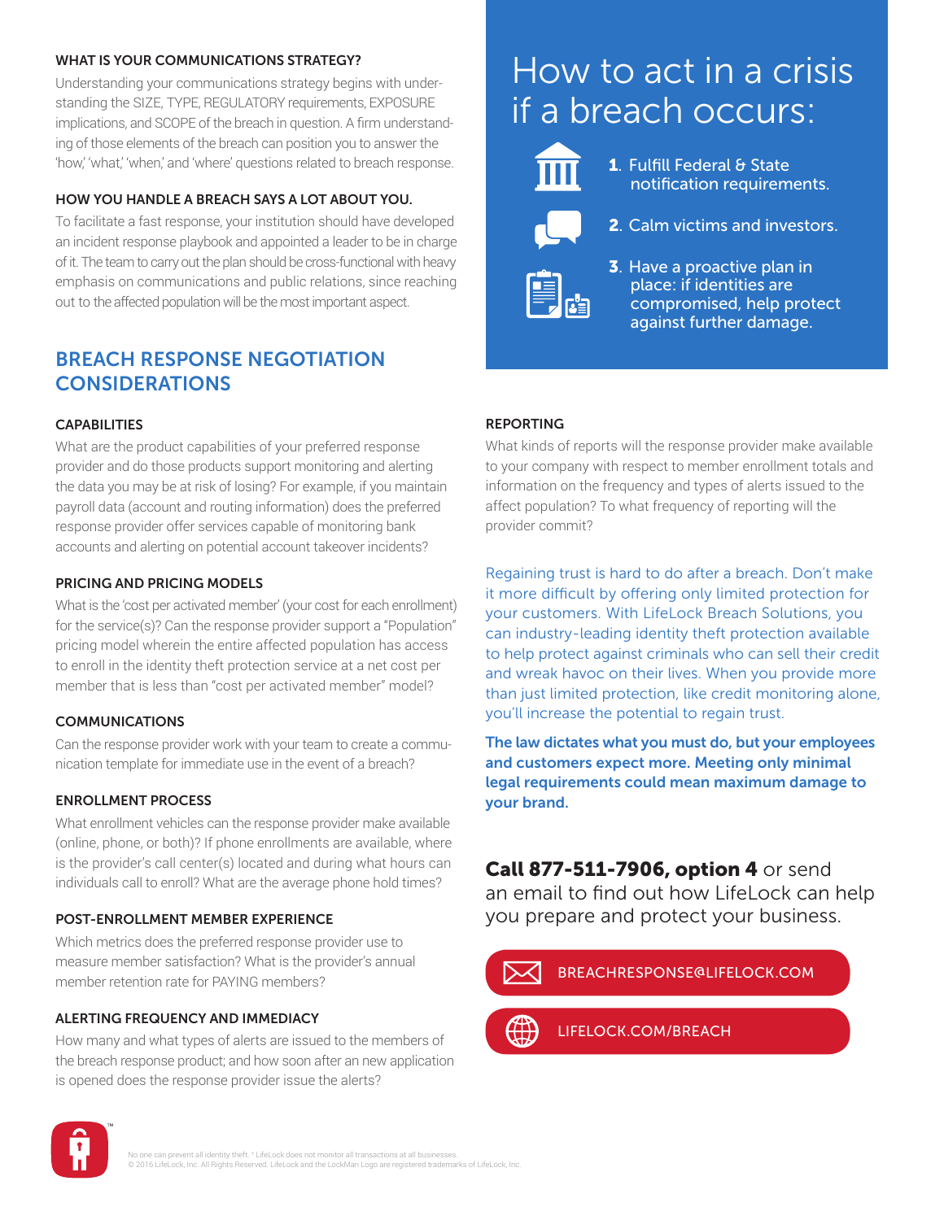#### WHAT IS YOUR COMMUNICATIONS STRATEGY?

Understanding your communications strategy begins with understanding the SIZE, TYPE, REGULATORY requirements, EXPOSURE implications, and SCOPE of the breach in question. A firm understanding of those elements of the breach can position you to answer the 'how,' 'what,' 'when,' and 'where' questions related to breach response.

#### HOW YOU HANDLE A BREACH SAYS A LOT ABOUT YOU.

To facilitate a fast response, your institution should have developed an incident response playbook and appointed a leader to be in charge of it. The team to carry out the plan should be cross-functional with heavy emphasis on communications and public relations, since reaching out to the affected population will be the most important aspect.

## BREACH RESPONSE NEGOTIATION CONSIDERATIONS

#### CAPABILITIES

What are the product capabilities of your preferred response provider and do those products support monitoring and alerting the data you may be at risk of losing? For example, if you maintain payroll data (account and routing information) does the preferred response provider offer services capable of monitoring bank accounts and alerting on potential account takeover incidents?

#### PRICING AND PRICING MODELS

What is the 'cost per activated member' (your cost for each enrollment) for the service(s)? Can the response provider support a "Population" pricing model wherein the entire affected population has access to enroll in the identity theft protection service at a net cost per member that is less than "cost per activated member" model?

#### COMMUNICATIONS

Can the response provider work with your team to create a communication template for immediate use in the event of a breach?

#### ENROLLMENT PROCESS

What enrollment vehicles can the response provider make available (online, phone, or both)? If phone enrollments are available, where is the provider's call center(s) located and during what hours can individuals call to enroll? What are the average phone hold times?

#### POST-ENROLLMENT MEMBER EXPERIENCE

Which metrics does the preferred response provider use to measure member satisfaction? What is the provider's annual member retention rate for PAYING members?

#### ALERTING FREQUENCY AND IMMEDIACY

How many and what types of alerts are issued to the members of the breach response product; and how soon after an new application is opened does the response provider issue the alerts?

# How to act in a crisis if a breach occurs:

1. Fulfill Federal & State notification requirements.
2. Calm victims and investors.
3. Have a proactive plan in place: if identities are compromised, help protect against further damage.

#### REPORTING

What kinds of reports will the response provider make available to your company with respect to member enrollment totals and information on the frequency and types of alerts issued to the affect population? To what frequency of reporting will the provider commit?

Regaining trust is hard to do after a breach. Don't make it more difficult by offering only limited protection for your customers. With LifeLock Breach Solutions, you can industry-leading identity theft protection available to help protect against criminals who can sell their credit and wreak havoc on their lives. When you provide more than just limited protection, like credit monitoring alone, you'll increase the potential to regain trust.

**The law dictates what you must do, but your employees and customers expect more. Meeting only minimal legal requirements could mean maximum damage to your brand.**

**Call 877-511-7906, option 4** or send an email to find out how LifeLock can help you prepare and protect your business.

BREACHRESPONSE@LIFELOCK.COM

LIFELOCK.COM/BREACH

No one can prevent all identity theft. † LifeLock does not monitor all transactions at all businesses.
© 2016 LifeLock, Inc. All Rights Reserved. LifeLock and the LockMan Logo are registered trademarks of LifeLock, Inc.